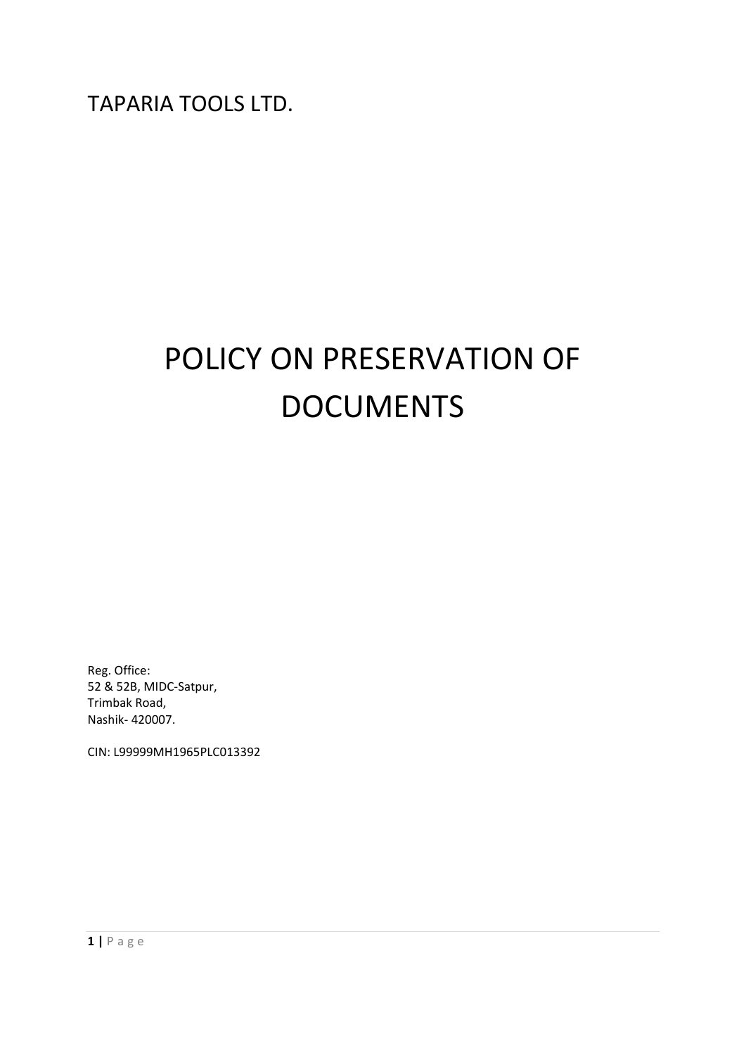TAPARIA TOOLS LTD.

# POLICY ON PRESERVATION OF DOCUMENTS

Reg. Office:
52 & 52B, MIDC-Satpur,
Trimbak Road,
Nashik- 420007.

CIN: L99999MH1965PLC013392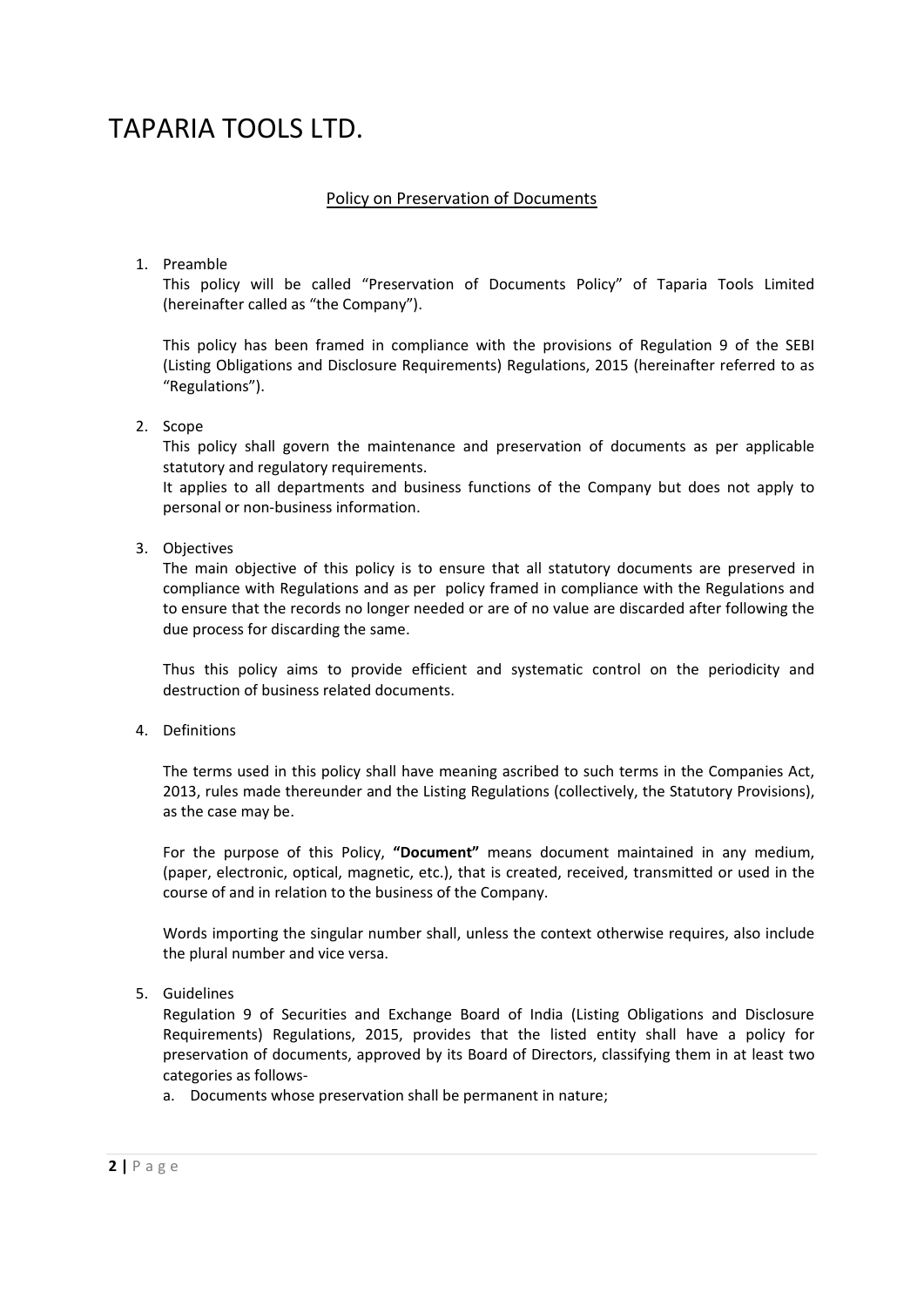# TAPARIA TOOLS LTD.

## Policy on Preservation of Documents

1. Preamble

   This policy will be called "Preservation of Documents Policy" of Taparia Tools Limited (hereinafter called as "the Company").

   This policy has been framed in compliance with the provisions of Regulation 9 of the SEBI (Listing Obligations and Disclosure Requirements) Regulations, 2015 (hereinafter referred to as "Regulations").

2. Scope

   This policy shall govern the maintenance and preservation of documents as per applicable statutory and regulatory requirements.

   It applies to all departments and business functions of the Company but does not apply to personal or non-business information.

3. Objectives

   The main objective of this policy is to ensure that all statutory documents are preserved in compliance with Regulations and as per policy framed in compliance with the Regulations and to ensure that the records no longer needed or are of no value are discarded after following the due process for discarding the same.

   Thus this policy aims to provide efficient and systematic control on the periodicity and destruction of business related documents.

4. Definitions

   The terms used in this policy shall have meaning ascribed to such terms in the Companies Act, 2013, rules made thereunder and the Listing Regulations (collectively, the Statutory Provisions), as the case may be.

   For the purpose of this Policy, **"Document"** means document maintained in any medium, (paper, electronic, optical, magnetic, etc.), that is created, received, transmitted or used in the course of and in relation to the business of the Company.

   Words importing the singular number shall, unless the context otherwise requires, also include the plural number and vice versa.

5. Guidelines

   Regulation 9 of Securities and Exchange Board of India (Listing Obligations and Disclosure Requirements) Regulations, 2015, provides that the listed entity shall have a policy for preservation of documents, approved by its Board of Directors, classifying them in at least two categories as follows-

   a. Documents whose preservation shall be permanent in nature;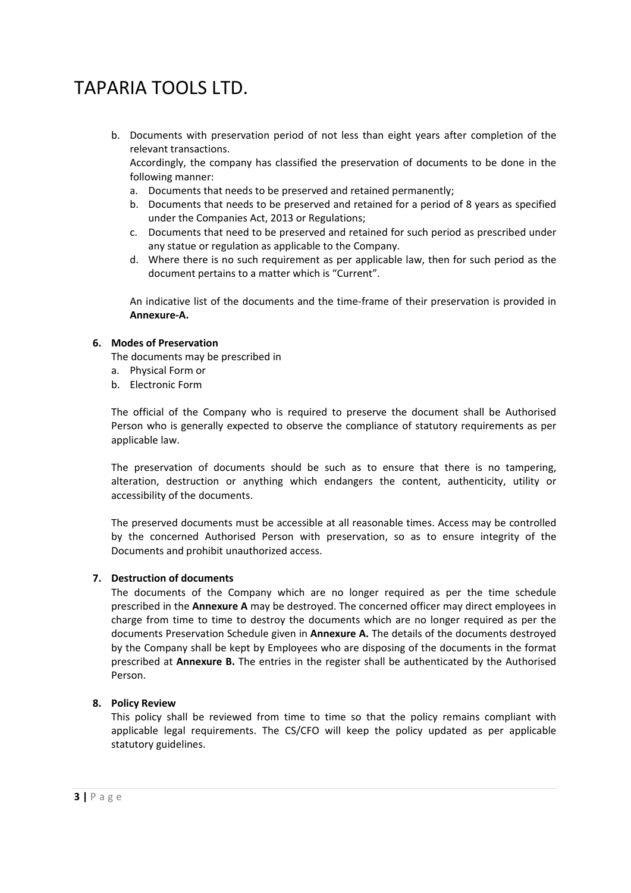b. Documents with preservation period of not less than eight years after completion of the relevant transactions.

   Accordingly, the company has classified the preservation of documents to be done in the following manner:

   a. Documents that needs to be preserved and retained permanently;
   b. Documents that needs to be preserved and retained for a period of 8 years as specified under the Companies Act, 2013 or Regulations;
   c. Documents that need to be preserved and retained for such period as prescribed under any statue or regulation as applicable to the Company.
   d. Where there is no such requirement as per applicable law, then for such period as the document pertains to a matter which is "Current".

   An indicative list of the documents and the time-frame of their preservation is provided in **Annexure-A.**

**6. Modes of Preservation**

The documents may be prescribed in

a. Physical Form or
b. Electronic Form

The official of the Company who is required to preserve the document shall be Authorised Person who is generally expected to observe the compliance of statutory requirements as per applicable law.

The preservation of documents should be such as to ensure that there is no tampering, alteration, destruction or anything which endangers the content, authenticity, utility or accessibility of the documents.

The preserved documents must be accessible at all reasonable times. Access may be controlled by the concerned Authorised Person with preservation, so as to ensure integrity of the Documents and prohibit unauthorized access.

**7. Destruction of documents**

The documents of the Company which are no longer required as per the time schedule prescribed in the **Annexure A** may be destroyed. The concerned officer may direct employees in charge from time to time to destroy the documents which are no longer required as per the documents Preservation Schedule given in **Annexure A.** The details of the documents destroyed by the Company shall be kept by Employees who are disposing of the documents in the format prescribed at **Annexure B.** The entries in the register shall be authenticated by the Authorised Person.

**8. Policy Review**

This policy shall be reviewed from time to time so that the policy remains compliant with applicable legal requirements. The CS/CFO will keep the policy updated as per applicable statutory guidelines.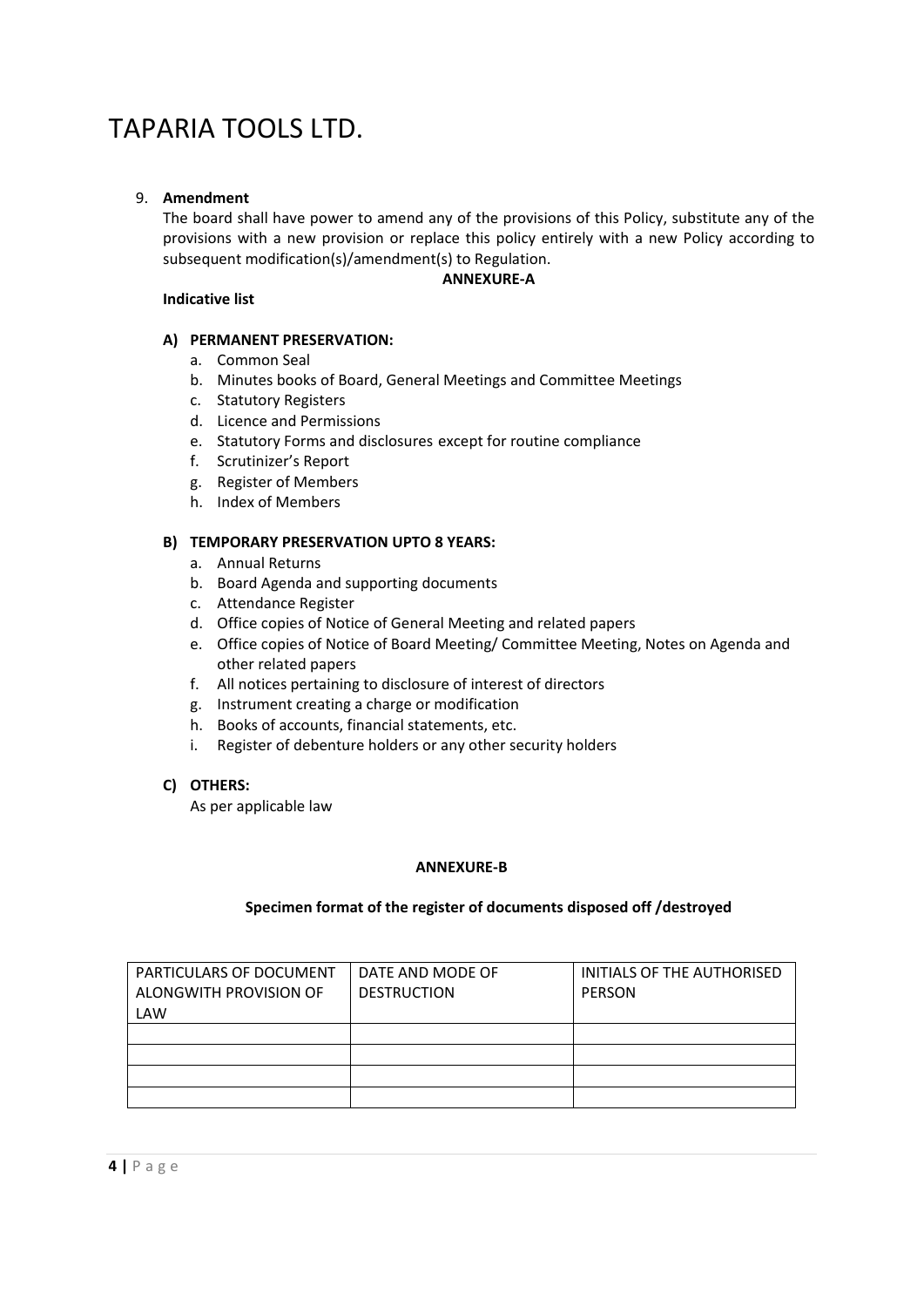# TAPARIA TOOLS LTD.

9. **Amendment**

   The board shall have power to amend any of the provisions of this Policy, substitute any of the provisions with a new provision or replace this policy entirely with a new Policy according to subsequent modification(s)/amendment(s) to Regulation.

**ANNEXURE-A**

**Indicative list**

**A) PERMANENT PRESERVATION:**

a. Common Seal
b. Minutes books of Board, General Meetings and Committee Meetings
c. Statutory Registers
d. Licence and Permissions
e. Statutory Forms and disclosures except for routine compliance
f. Scrutinizer's Report
g. Register of Members
h. Index of Members

**B) TEMPORARY PRESERVATION UPTO 8 YEARS:**

a. Annual Returns
b. Board Agenda and supporting documents
c. Attendance Register
d. Office copies of Notice of General Meeting and related papers
e. Office copies of Notice of Board Meeting/ Committee Meeting, Notes on Agenda and other related papers
f. All notices pertaining to disclosure of interest of directors
g. Instrument creating a charge or modification
h. Books of accounts, financial statements, etc.
i. Register of debenture holders or any other security holders

**C) OTHERS:**

As per applicable law

**ANNEXURE-B**

**Specimen format of the register of documents disposed off /destroyed**

| PARTICULARS OF DOCUMENT ALONGWITH PROVISION OF LAW | DATE AND MODE OF DESTRUCTION | INITIALS OF THE AUTHORISED PERSON |
|---|---|---|
| | | |
| | | |
| | | |
| | | |